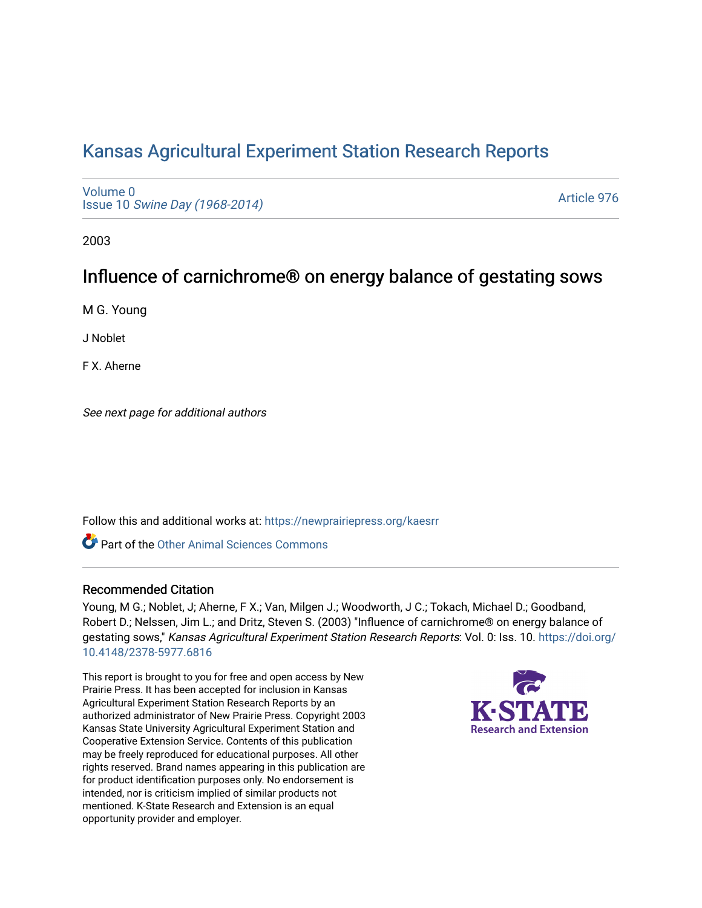# Kansas Agricultural Experiment Station Research Reports

Volume 0
Issue 10 *Swine Day (1968-2014)*

Article 976

2003

## Influence of carnichrome® on energy balance of gestating sows

M G. Young

J Noblet

F X. Aherne

*See next page for additional authors*

Follow this and additional works at: https://newprairiepress.org/kaesrr

Part of the Other Animal Sciences Commons

### Recommended Citation

Young, M G.; Noblet, J; Aherne, F X.; Van, Milgen J.; Woodworth, J C.; Tokach, Michael D.; Goodband, Robert D.; Nelssen, Jim L.; and Dritz, Steven S. (2003) "Influence of carnichrome® on energy balance of gestating sows," *Kansas Agricultural Experiment Station Research Reports*: Vol. 0: Iss. 10. https://doi.org/10.4148/2378-5977.6816

This report is brought to you for free and open access by New Prairie Press. It has been accepted for inclusion in Kansas Agricultural Experiment Station Research Reports by an authorized administrator of New Prairie Press. Copyright 2003 Kansas State University Agricultural Experiment Station and Cooperative Extension Service. Contents of this publication may be freely reproduced for educational purposes. All other rights reserved. Brand names appearing in this publication are for product identification purposes only. No endorsement is intended, nor is criticism implied of similar products not mentioned. K-State Research and Extension is an equal opportunity provider and employer.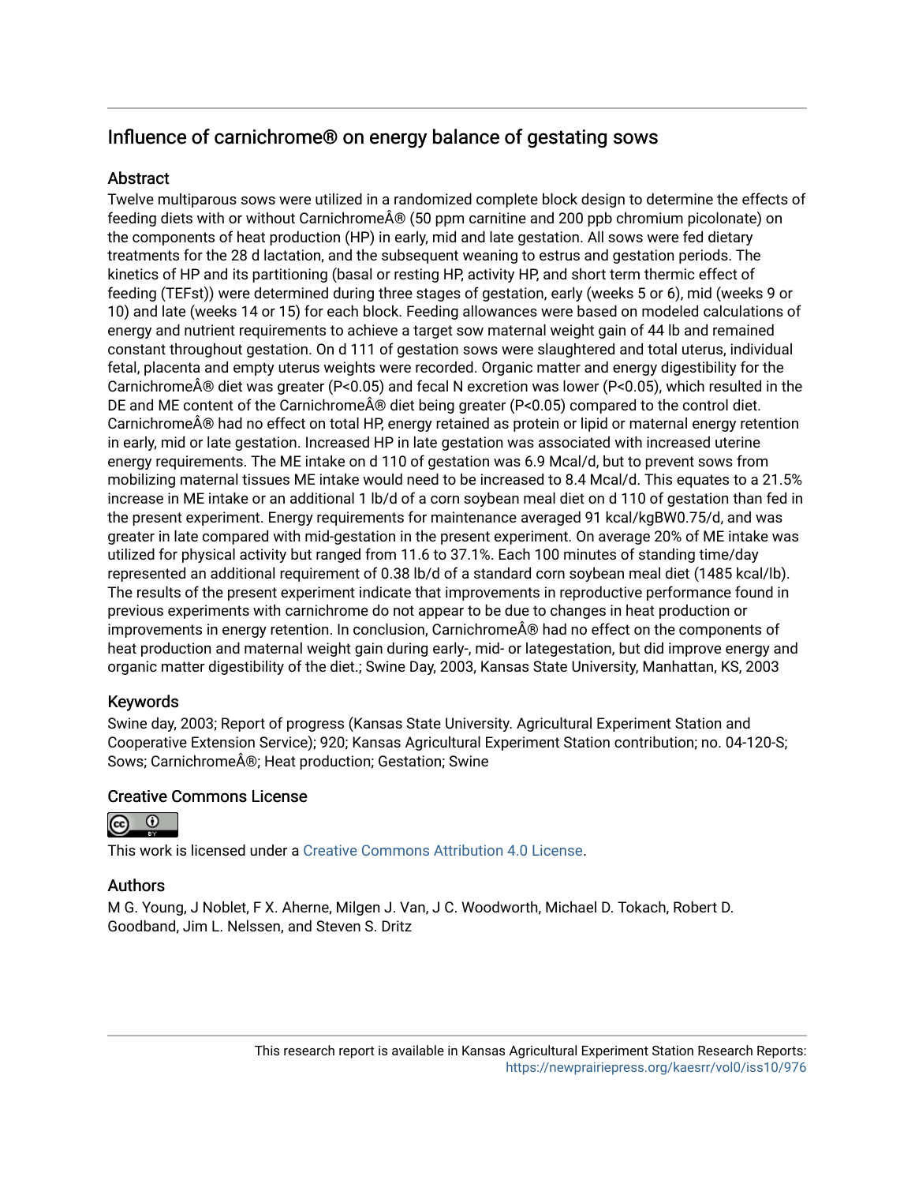# Influence of carnichrome® on energy balance of gestating sows

## Abstract

Twelve multiparous sows were utilized in a randomized complete block design to determine the effects of feeding diets with or without CarnichromeÂ® (50 ppm carnitine and 200 ppb chromium picolonate) on the components of heat production (HP) in early, mid and late gestation. All sows were fed dietary treatments for the 28 d lactation, and the subsequent weaning to estrus and gestation periods. The kinetics of HP and its partitioning (basal or resting HP, activity HP, and short term thermic effect of feeding (TEFst)) were determined during three stages of gestation, early (weeks 5 or 6), mid (weeks 9 or 10) and late (weeks 14 or 15) for each block. Feeding allowances were based on modeled calculations of energy and nutrient requirements to achieve a target sow maternal weight gain of 44 lb and remained constant throughout gestation. On d 111 of gestation sows were slaughtered and total uterus, individual fetal, placenta and empty uterus weights were recorded. Organic matter and energy digestibility for the CarnichromeÂ® diet was greater ($P<0.05$) and fecal N excretion was lower ($P<0.05$), which resulted in the DE and ME content of the CarnichromeÂ® diet being greater ($P<0.05$) compared to the control diet. CarnichromeÂ® had no effect on total HP, energy retained as protein or lipid or maternal energy retention in early, mid or late gestation. Increased HP in late gestation was associated with increased uterine energy requirements. The ME intake on d 110 of gestation was 6.9 Mcal/d, but to prevent sows from mobilizing maternal tissues ME intake would need to be increased to 8.4 Mcal/d. This equates to a 21.5% increase in ME intake or an additional 1 lb/d of a corn soybean meal diet on d 110 of gestation than fed in the present experiment. Energy requirements for maintenance averaged 91 kcal/kgBW0.75/d, and was greater in late compared with mid-gestation in the present experiment. On average 20% of ME intake was utilized for physical activity but ranged from 11.6 to 37.1%. Each 100 minutes of standing time/day represented an additional requirement of 0.38 lb/d of a standard corn soybean meal diet (1485 kcal/lb). The results of the present experiment indicate that improvements in reproductive performance found in previous experiments with carnichrome do not appear to be due to changes in heat production or improvements in energy retention. In conclusion, CarnichromeÂ® had no effect on the components of heat production and maternal weight gain during early-, mid- or lategestation, but did improve energy and organic matter digestibility of the diet.; Swine Day, 2003, Kansas State University, Manhattan, KS, 2003

## Keywords

Swine day, 2003; Report of progress (Kansas State University. Agricultural Experiment Station and Cooperative Extension Service); 920; Kansas Agricultural Experiment Station contribution; no. 04-120-S; Sows; CarnichromeÂ®; Heat production; Gestation; Swine

## Creative Commons License

This work is licensed under a Creative Commons Attribution 4.0 License.

## Authors

M G. Young, J Noblet, F X. Aherne, Milgen J. Van, J C. Woodworth, Michael D. Tokach, Robert D. Goodband, Jim L. Nelssen, and Steven S. Dritz

This research report is available in Kansas Agricultural Experiment Station Research Reports: https://newprairiepress.org/kaesrr/vol0/iss10/976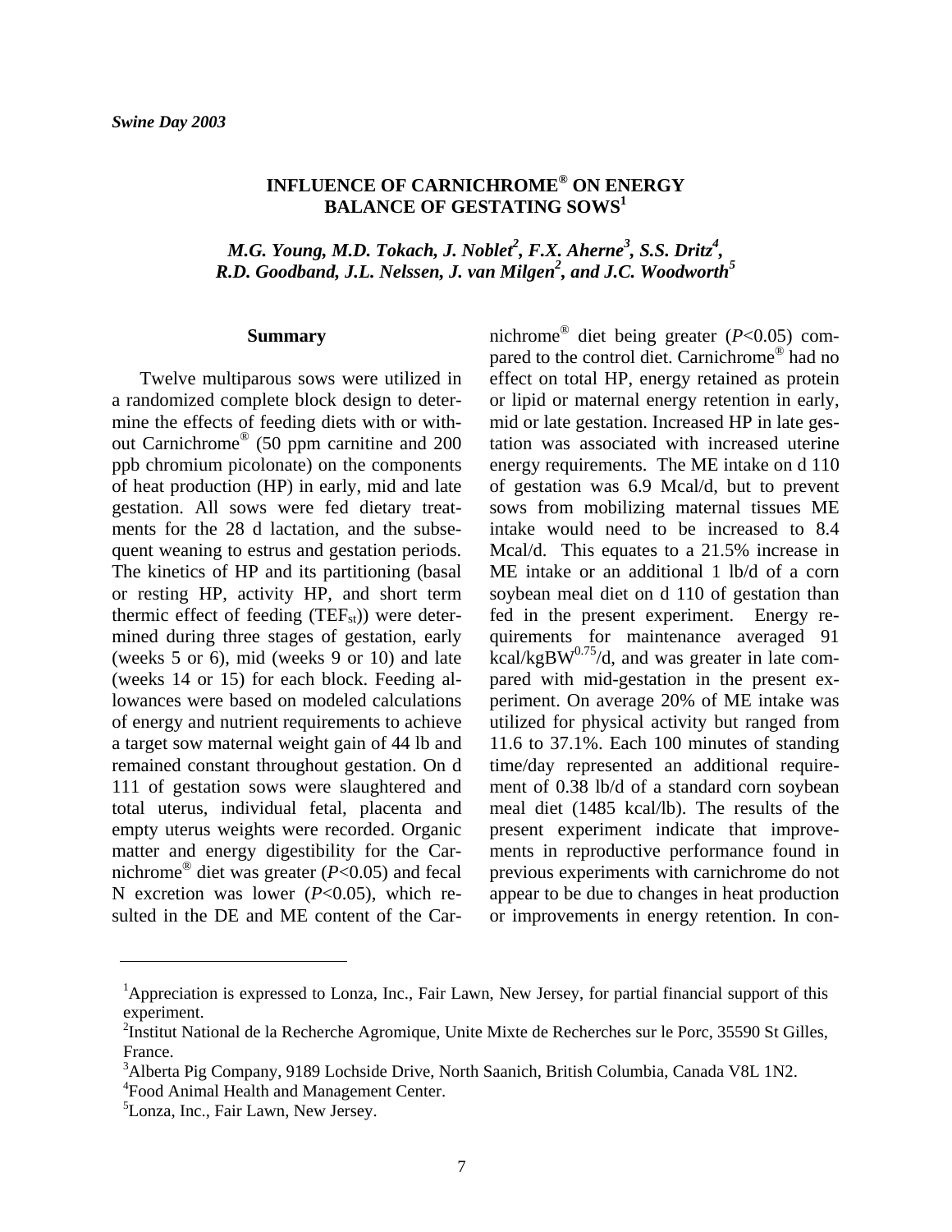# INFLUENCE OF CARNICHROME® ON ENERGY BALANCE OF GESTATING SOWS[1]

*M.G. Young, M.D. Tokach, J. Noblet[2], F.X. Aherne[3], S.S. Dritz[4], R.D. Goodband, J.L. Nelssen, J. van Milgen[2], and J.C. Woodworth[5]*

## Summary

Twelve multiparous sows were utilized in a randomized complete block design to determine the effects of feeding diets with or without Carnichrome® (50 ppm carnitine and 200 ppb chromium picolonate) on the components of heat production (HP) in early, mid and late gestation. All sows were fed dietary treatments for the 28 d lactation, and the subsequent weaning to estrus and gestation periods. The kinetics of HP and its partitioning (basal or resting HP, activity HP, and short term thermic effect of feeding ($TEF_{st}$)) were determined during three stages of gestation, early (weeks 5 or 6), mid (weeks 9 or 10) and late (weeks 14 or 15) for each block. Feeding allowances were based on modeled calculations of energy and nutrient requirements to achieve a target sow maternal weight gain of 44 lb and remained constant throughout gestation. On d 111 of gestation sows were slaughtered and total uterus, individual fetal, placenta and empty uterus weights were recorded. Organic matter and energy digestibility for the Carnichrome® diet was greater ($P<0.05$) and fecal N excretion was lower ($P<0.05$), which resulted in the DE and ME content of the Carnichrome® diet being greater ($P<0.05$) compared to the control diet. Carnichrome® had no effect on total HP, energy retained as protein or lipid or maternal energy retention in early, mid or late gestation. Increased HP in late gestation was associated with increased uterine energy requirements. The ME intake on d 110 of gestation was 6.9 Mcal/d, but to prevent sows from mobilizing maternal tissues ME intake would need to be increased to 8.4 Mcal/d. This equates to a 21.5% increase in ME intake or an additional 1 lb/d of a corn soybean meal diet on d 110 of gestation than fed in the present experiment. Energy requirements for maintenance averaged 91 $kcal/kgBW^{0.75}/d$, and was greater in late compared with mid-gestation in the present experiment. On average 20% of ME intake was utilized for physical activity but ranged from 11.6 to 37.1%. Each 100 minutes of standing time/day represented an additional requirement of 0.38 lb/d of a standard corn soybean meal diet (1485 kcal/lb). The results of the present experiment indicate that improvements in reproductive performance found in previous experiments with carnichrome do not appear to be due to changes in heat production or improvements in energy retention. In con-

---

[1]Appreciation is expressed to Lonza, Inc., Fair Lawn, New Jersey, for partial financial support of this experiment.

[2]Institut National de la Recherche Agromique, Unite Mixte de Recherches sur le Porc, 35590 St Gilles, France.

[3]Alberta Pig Company, 9189 Lochside Drive, North Saanich, British Columbia, Canada V8L 1N2.

[4]Food Animal Health and Management Center.

[5]Lonza, Inc., Fair Lawn, New Jersey.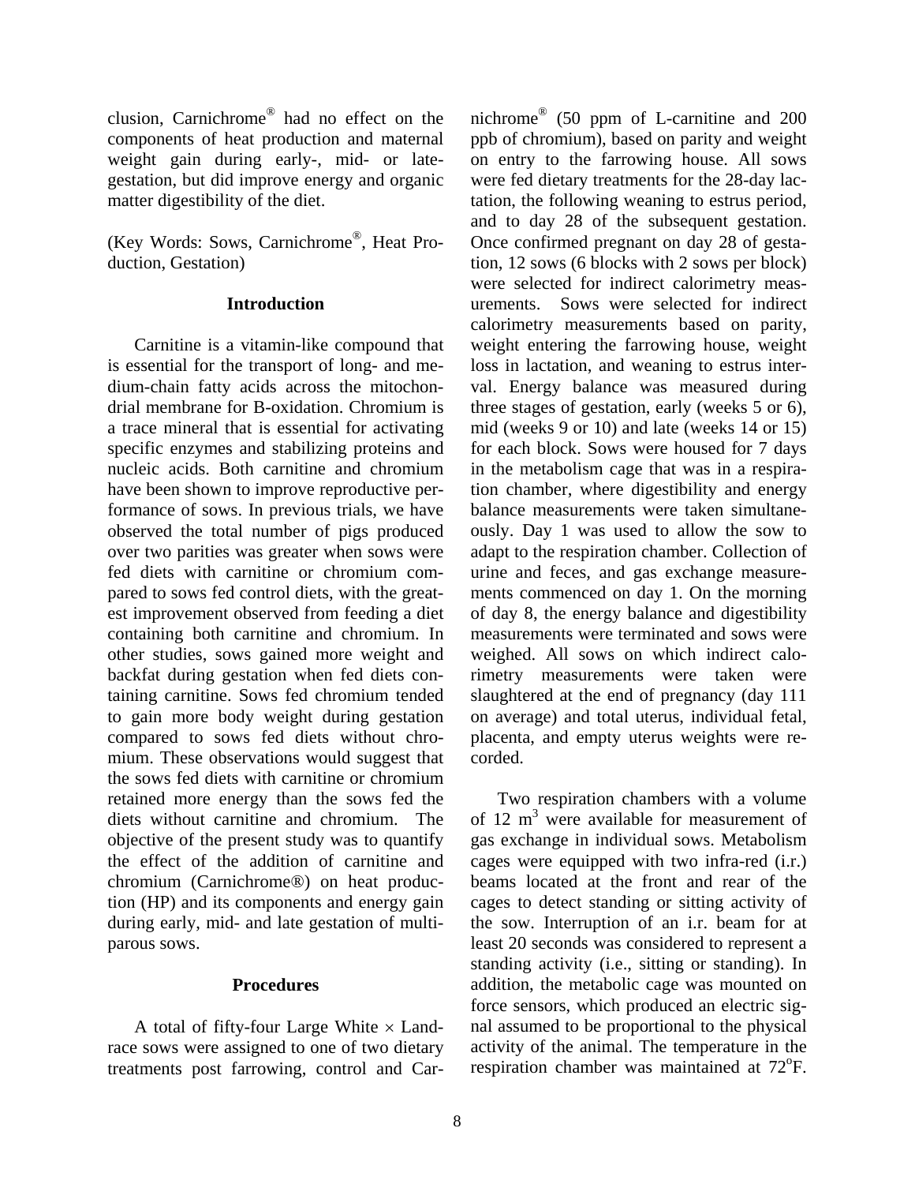clusion, Carnichrome® had no effect on the components of heat production and maternal weight gain during early-, mid- or late-gestation, but did improve energy and organic matter digestibility of the diet.

(Key Words: Sows, Carnichrome®, Heat Production, Gestation)

## Introduction

Carnitine is a vitamin-like compound that is essential for the transport of long- and medium-chain fatty acids across the mitochondrial membrane for B-oxidation. Chromium is a trace mineral that is essential for activating specific enzymes and stabilizing proteins and nucleic acids. Both carnitine and chromium have been shown to improve reproductive performance of sows. In previous trials, we have observed the total number of pigs produced over two parities was greater when sows were fed diets with carnitine or chromium compared to sows fed control diets, with the greatest improvement observed from feeding a diet containing both carnitine and chromium. In other studies, sows gained more weight and backfat during gestation when fed diets containing carnitine. Sows fed chromium tended to gain more body weight during gestation compared to sows fed diets without chromium. These observations would suggest that the sows fed diets with carnitine or chromium retained more energy than the sows fed the diets without carnitine and chromium. The objective of the present study was to quantify the effect of the addition of carnitine and chromium (Carnichrome®) on heat production (HP) and its components and energy gain during early, mid- and late gestation of multiparous sows.

## Procedures

A total of fifty-four Large White × Landrace sows were assigned to one of two dietary treatments post farrowing, control and Carnichrome® (50 ppm of L-carnitine and 200 ppb of chromium), based on parity and weight on entry to the farrowing house. All sows were fed dietary treatments for the 28-day lactation, the following weaning to estrus period, and to day 28 of the subsequent gestation. Once confirmed pregnant on day 28 of gestation, 12 sows (6 blocks with 2 sows per block) were selected for indirect calorimetry measurements. Sows were selected for indirect calorimetry measurements based on parity, weight entering the farrowing house, weight loss in lactation, and weaning to estrus interval. Energy balance was measured during three stages of gestation, early (weeks 5 or 6), mid (weeks 9 or 10) and late (weeks 14 or 15) for each block. Sows were housed for 7 days in the metabolism cage that was in a respiration chamber, where digestibility and energy balance measurements were taken simultaneously. Day 1 was used to allow the sow to adapt to the respiration chamber. Collection of urine and feces, and gas exchange measurements commenced on day 1. On the morning of day 8, the energy balance and digestibility measurements were terminated and sows were weighed. All sows on which indirect calorimetry measurements were taken were slaughtered at the end of pregnancy (day 111 on average) and total uterus, individual fetal, placenta, and empty uterus weights were recorded.

Two respiration chambers with a volume of 12 $m^3$ were available for measurement of gas exchange in individual sows. Metabolism cages were equipped with two infra-red (i.r.) beams located at the front and rear of the cages to detect standing or sitting activity of the sow. Interruption of an i.r. beam for at least 20 seconds was considered to represent a standing activity (i.e., sitting or standing). In addition, the metabolic cage was mounted on force sensors, which produced an electric signal assumed to be proportional to the physical activity of the animal. The temperature in the respiration chamber was maintained at 72°F.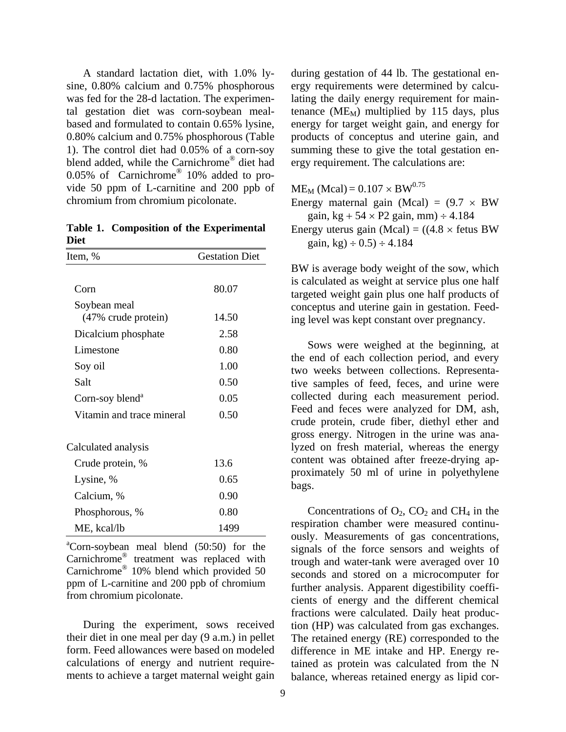A standard lactation diet, with 1.0% lysine, 0.80% calcium and 0.75% phosphorous was fed for the 28-d lactation. The experimental gestation diet was corn-soybean meal-based and formulated to contain 0.65% lysine, 0.80% calcium and 0.75% phosphorous (Table 1). The control diet had 0.05% of a corn-soy blend added, while the Carnichrome® diet had 0.05% of Carnichrome® 10% added to provide 50 ppm of L-carnitine and 200 ppb of chromium from chromium picolonate.

**Table 1. Composition of the Experimental Diet**

| Item, % | Gestation Diet |
|---|---|
| Corn | 80.07 |
| Soybean meal (47% crude protein) | 14.50 |
| Dicalcium phosphate | 2.58 |
| Limestone | 0.80 |
| Soy oil | 1.00 |
| Salt | 0.50 |
| Corn-soy blend[a] | 0.05 |
| Vitamin and trace mineral | 0.50 |
| Calculated analysis | |
| Crude protein, % | 13.6 |
| Lysine, % | 0.65 |
| Calcium, % | 0.90 |
| Phosphorous, % | 0.80 |
| ME, kcal/lb | 1499 |

[a]Corn-soybean meal blend (50:50) for the Carnichrome® treatment was replaced with Carnichrome® 10% blend which provided 50 ppm of L-carnitine and 200 ppb of chromium from chromium picolonate.

During the experiment, sows received their diet in one meal per day (9 a.m.) in pellet form. Feed allowances were based on modeled calculations of energy and nutrient requirements to achieve a target maternal weight gain during gestation of 44 lb. The gestational energy requirements were determined by calculating the daily energy requirement for maintenance ($ME_M$) multiplied by 115 days, plus energy for target weight gain, and energy for products of conceptus and uterine gain, and summing these to give the total gestation energy requirement. The calculations are:

$$ME_M\ (\text{Mcal}) = 0.107 \times BW^{0.75}$$

$$\text{Energy maternal gain (Mcal)} = (9.7 \times \text{BW gain, kg} + 54 \times \text{P2 gain, mm}) \div 4.184$$

$$\text{Energy uterus gain (Mcal)} = ((4.8 \times \text{fetus BW gain, kg}) \div 0.5) \div 4.184$$

BW is average body weight of the sow, which is calculated as weight at service plus one half targeted weight gain plus one half products of conceptus and uterine gain in gestation. Feeding level was kept constant over pregnancy.

Sows were weighed at the beginning, at the end of each collection period, and every two weeks between collections. Representative samples of feed, feces, and urine were collected during each measurement period. Feed and feces were analyzed for DM, ash, crude protein, crude fiber, diethyl ether and gross energy. Nitrogen in the urine was analyzed on fresh material, whereas the energy content was obtained after freeze-drying approximately 50 ml of urine in polyethylene bags.

Concentrations of $O_2$, $CO_2$ and $CH_4$ in the respiration chamber were measured continuously. Measurements of gas concentrations, signals of the force sensors and weights of trough and water-tank were averaged over 10 seconds and stored on a microcomputer for further analysis. Apparent digestibility coefficients of energy and the different chemical fractions were calculated. Daily heat production (HP) was calculated from gas exchanges. The retained energy (RE) corresponded to the difference in ME intake and HP. Energy retained as protein was calculated from the N balance, whereas retained energy as lipid cor-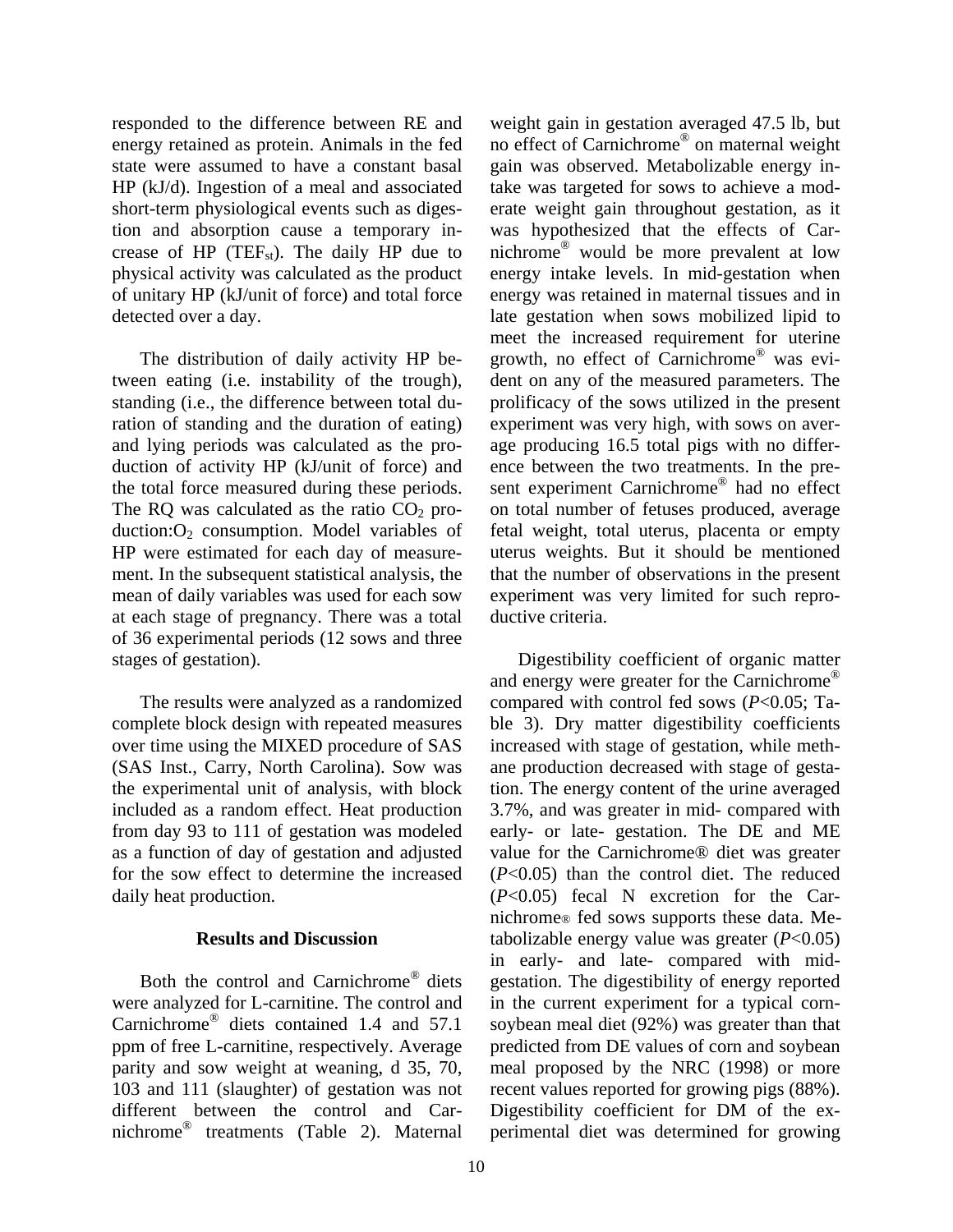responded to the difference between RE and energy retained as protein. Animals in the fed state were assumed to have a constant basal HP (kJ/d). Ingestion of a meal and associated short-term physiological events such as digestion and absorption cause a temporary increase of HP ($TEF_{st}$). The daily HP due to physical activity was calculated as the product of unitary HP (kJ/unit of force) and total force detected over a day.

The distribution of daily activity HP between eating (i.e. instability of the trough), standing (i.e., the difference between total duration of standing and the duration of eating) and lying periods was calculated as the production of activity HP (kJ/unit of force) and the total force measured during these periods. The RQ was calculated as the ratio $CO_2$ production:$O_2$ consumption. Model variables of HP were estimated for each day of measurement. In the subsequent statistical analysis, the mean of daily variables was used for each sow at each stage of pregnancy. There was a total of 36 experimental periods (12 sows and three stages of gestation).

The results were analyzed as a randomized complete block design with repeated measures over time using the MIXED procedure of SAS (SAS Inst., Carry, North Carolina). Sow was the experimental unit of analysis, with block included as a random effect. Heat production from day 93 to 111 of gestation was modeled as a function of day of gestation and adjusted for the sow effect to determine the increased daily heat production.

## Results and Discussion

Both the control and Carnichrome® diets were analyzed for L-carnitine. The control and Carnichrome® diets contained 1.4 and 57.1 ppm of free L-carnitine, respectively. Average parity and sow weight at weaning, d 35, 70, 103 and 111 (slaughter) of gestation was not different between the control and Carnichrome® treatments (Table 2). Maternal weight gain in gestation averaged 47.5 lb, but no effect of Carnichrome® on maternal weight gain was observed. Metabolizable energy intake was targeted for sows to achieve a moderate weight gain throughout gestation, as it was hypothesized that the effects of Carnichrome® would be more prevalent at low energy intake levels. In mid-gestation when energy was retained in maternal tissues and in late gestation when sows mobilized lipid to meet the increased requirement for uterine growth, no effect of Carnichrome® was evident on any of the measured parameters. The prolificacy of the sows utilized in the present experiment was very high, with sows on average producing 16.5 total pigs with no difference between the two treatments. In the present experiment Carnichrome® had no effect on total number of fetuses produced, average fetal weight, total uterus, placenta or empty uterus weights. But it should be mentioned that the number of observations in the present experiment was very limited for such reproductive criteria.

Digestibility coefficient of organic matter and energy were greater for the Carnichrome® compared with control fed sows ($P<0.05$; Table 3). Dry matter digestibility coefficients increased with stage of gestation, while methane production decreased with stage of gestation. The energy content of the urine averaged 3.7%, and was greater in mid- compared with early- or late- gestation. The DE and ME value for the Carnichrome® diet was greater ($P<0.05$) than the control diet. The reduced ($P<0.05$) fecal N excretion for the Carnichrome® fed sows supports these data. Metabolizable energy value was greater ($P<0.05$) in early- and late- compared with mid-gestation. The digestibility of energy reported in the current experiment for a typical corn-soybean meal diet (92%) was greater than that predicted from DE values of corn and soybean meal proposed by the NRC (1998) or more recent values reported for growing pigs (88%). Digestibility coefficient for DM of the experimental diet was determined for growing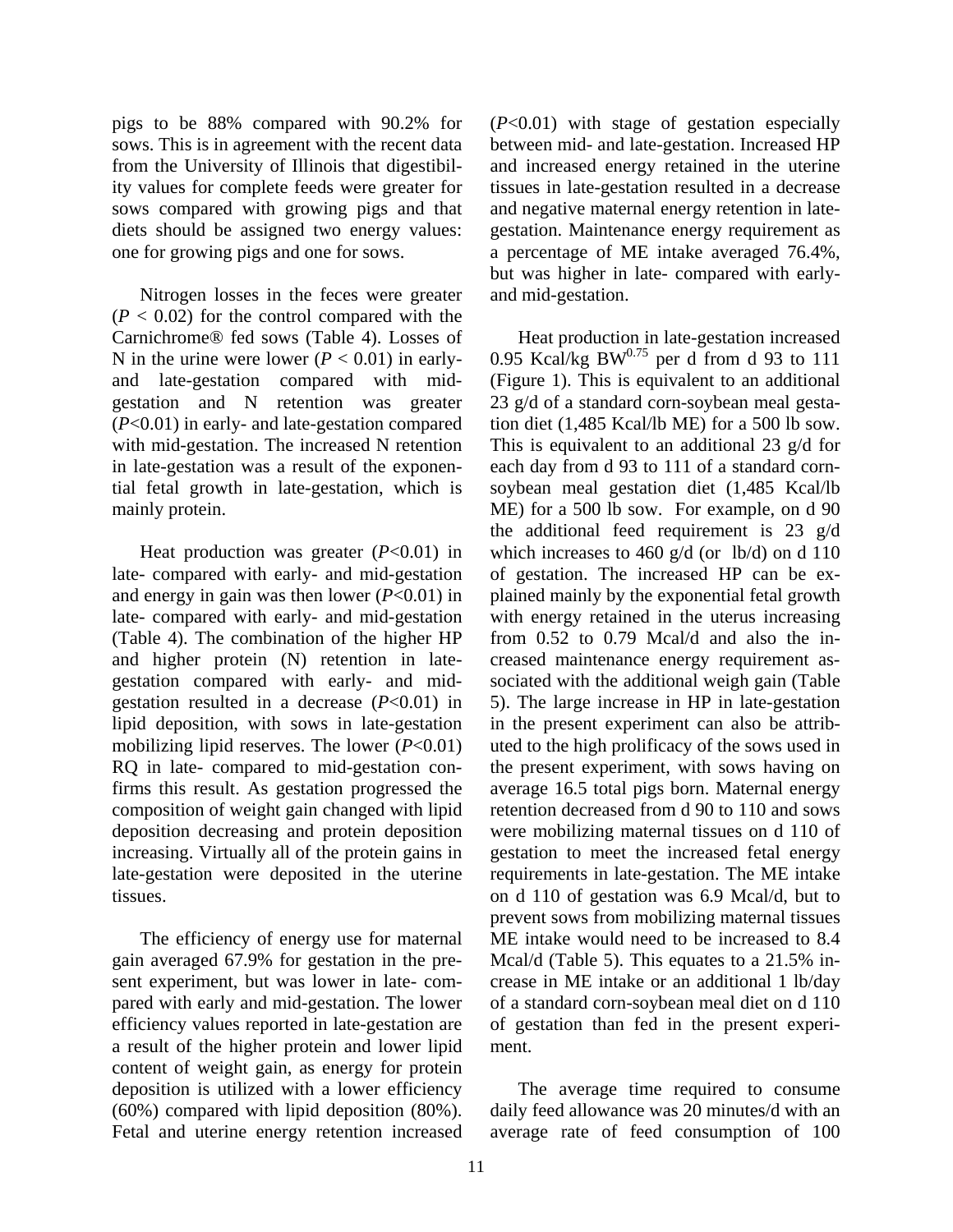pigs to be 88% compared with 90.2% for sows. This is in agreement with the recent data from the University of Illinois that digestibility values for complete feeds were greater for sows compared with growing pigs and that diets should be assigned two energy values: one for growing pigs and one for sows.

Nitrogen losses in the feces were greater ($P < 0.02$) for the control compared with the Carnichrome® fed sows (Table 4). Losses of N in the urine were lower ($P < 0.01$) in early- and late-gestation compared with mid-gestation and N retention was greater ($P<0.01$) in early- and late-gestation compared with mid-gestation. The increased N retention in late-gestation was a result of the exponential fetal growth in late-gestation, which is mainly protein.

Heat production was greater ($P<0.01$) in late- compared with early- and mid-gestation and energy in gain was then lower ($P<0.01$) in late- compared with early- and mid-gestation (Table 4). The combination of the higher HP and higher protein (N) retention in late-gestation compared with early- and mid-gestation resulted in a decrease ($P<0.01$) in lipid deposition, with sows in late-gestation mobilizing lipid reserves. The lower ($P<0.01$) RQ in late- compared to mid-gestation confirms this result. As gestation progressed the composition of weight gain changed with lipid deposition decreasing and protein deposition increasing. Virtually all of the protein gains in late-gestation were deposited in the uterine tissues.

The efficiency of energy use for maternal gain averaged 67.9% for gestation in the present experiment, but was lower in late- compared with early and mid-gestation. The lower efficiency values reported in late-gestation are a result of the higher protein and lower lipid content of weight gain, as energy for protein deposition is utilized with a lower efficiency (60%) compared with lipid deposition (80%). Fetal and uterine energy retention increased ($P<0.01$) with stage of gestation especially between mid- and late-gestation. Increased HP and increased energy retained in the uterine tissues in late-gestation resulted in a decrease and negative maternal energy retention in late-gestation. Maintenance energy requirement as a percentage of ME intake averaged 76.4%, but was higher in late- compared with early- and mid-gestation.

Heat production in late-gestation increased 0.95 Kcal/kg $BW^{0.75}$ per d from d 93 to 111 (Figure 1). This is equivalent to an additional 23 g/d of a standard corn-soybean meal gestation diet (1,485 Kcal/lb ME) for a 500 lb sow. This is equivalent to an additional 23 g/d for each day from d 93 to 111 of a standard corn-soybean meal gestation diet (1,485 Kcal/lb ME) for a 500 lb sow. For example, on d 90 the additional feed requirement is 23 g/d which increases to 460 g/d (or lb/d) on d 110 of gestation. The increased HP can be explained mainly by the exponential fetal growth with energy retained in the uterus increasing from 0.52 to 0.79 Mcal/d and also the increased maintenance energy requirement associated with the additional weigh gain (Table 5). The large increase in HP in late-gestation in the present experiment can also be attributed to the high prolificacy of the sows used in the present experiment, with sows having on average 16.5 total pigs born. Maternal energy retention decreased from d 90 to 110 and sows were mobilizing maternal tissues on d 110 of gestation to meet the increased fetal energy requirements in late-gestation. The ME intake on d 110 of gestation was 6.9 Mcal/d, but to prevent sows from mobilizing maternal tissues ME intake would need to be increased to 8.4 Mcal/d (Table 5). This equates to a 21.5% increase in ME intake or an additional 1 lb/day of a standard corn-soybean meal diet on d 110 of gestation than fed in the present experiment.

The average time required to consume daily feed allowance was 20 minutes/d with an average rate of feed consumption of 100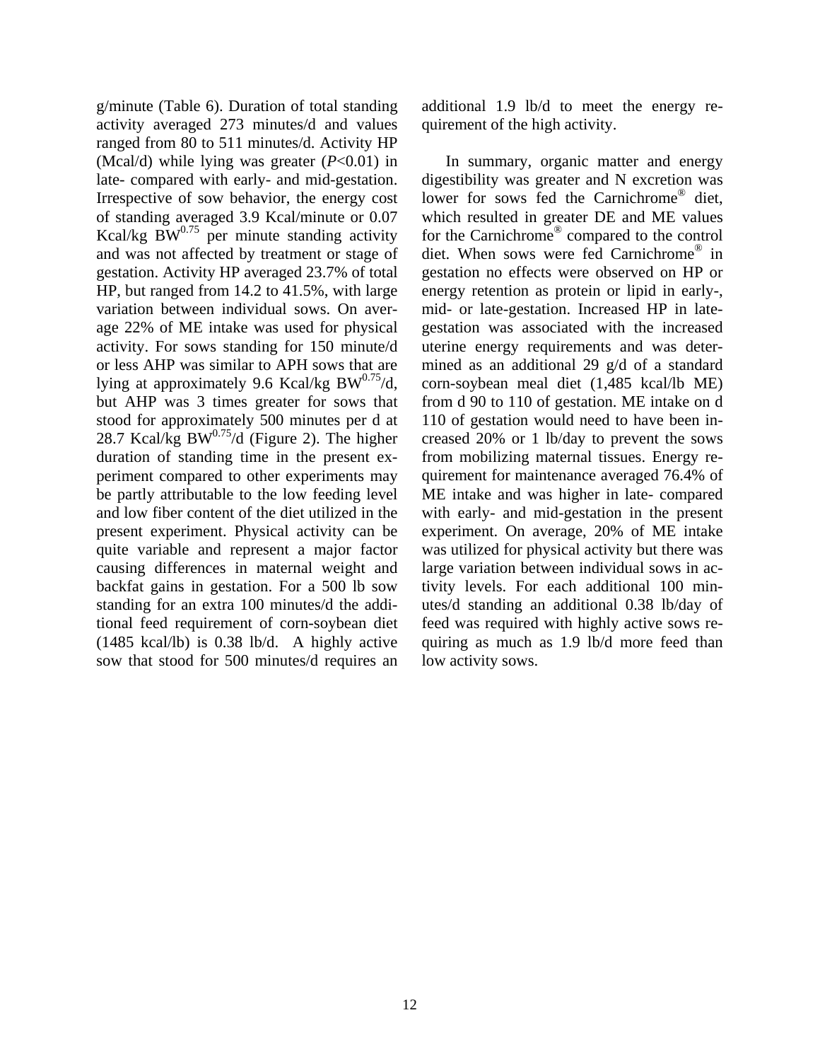g/minute (Table 6). Duration of total standing activity averaged 273 minutes/d and values ranged from 80 to 511 minutes/d. Activity HP (Mcal/d) while lying was greater (*P*<0.01) in late- compared with early- and mid-gestation. Irrespective of sow behavior, the energy cost of standing averaged 3.9 Kcal/minute or 0.07 Kcal/kg $BW^{0.75}$ per minute standing activity and was not affected by treatment or stage of gestation. Activity HP averaged 23.7% of total HP, but ranged from 14.2 to 41.5%, with large variation between individual sows. On average 22% of ME intake was used for physical activity. For sows standing for 150 minute/d or less AHP was similar to APH sows that are lying at approximately 9.6 Kcal/kg $BW^{0.75}$/d, but AHP was 3 times greater for sows that stood for approximately 500 minutes per d at 28.7 Kcal/kg $BW^{0.75}$/d (Figure 2). The higher duration of standing time in the present experiment compared to other experiments may be partly attributable to the low feeding level and low fiber content of the diet utilized in the present experiment. Physical activity can be quite variable and represent a major factor causing differences in maternal weight and backfat gains in gestation. For a 500 lb sow standing for an extra 100 minutes/d the additional feed requirement of corn-soybean diet (1485 kcal/lb) is 0.38 lb/d. A highly active sow that stood for 500 minutes/d requires an additional 1.9 lb/d to meet the energy requirement of the high activity.

In summary, organic matter and energy digestibility was greater and N excretion was lower for sows fed the Carnichrome® diet, which resulted in greater DE and ME values for the Carnichrome® compared to the control diet. When sows were fed Carnichrome® in gestation no effects were observed on HP or energy retention as protein or lipid in early-, mid- or late-gestation. Increased HP in late-gestation was associated with the increased uterine energy requirements and was determined as an additional 29 g/d of a standard corn-soybean meal diet (1,485 kcal/lb ME) from d 90 to 110 of gestation. ME intake on d 110 of gestation would need to have been increased 20% or 1 lb/day to prevent the sows from mobilizing maternal tissues. Energy requirement for maintenance averaged 76.4% of ME intake and was higher in late- compared with early- and mid-gestation in the present experiment. On average, 20% of ME intake was utilized for physical activity but there was large variation between individual sows in activity levels. For each additional 100 minutes/d standing an additional 0.38 lb/day of feed was required with highly active sows requiring as much as 1.9 lb/d more feed than low activity sows.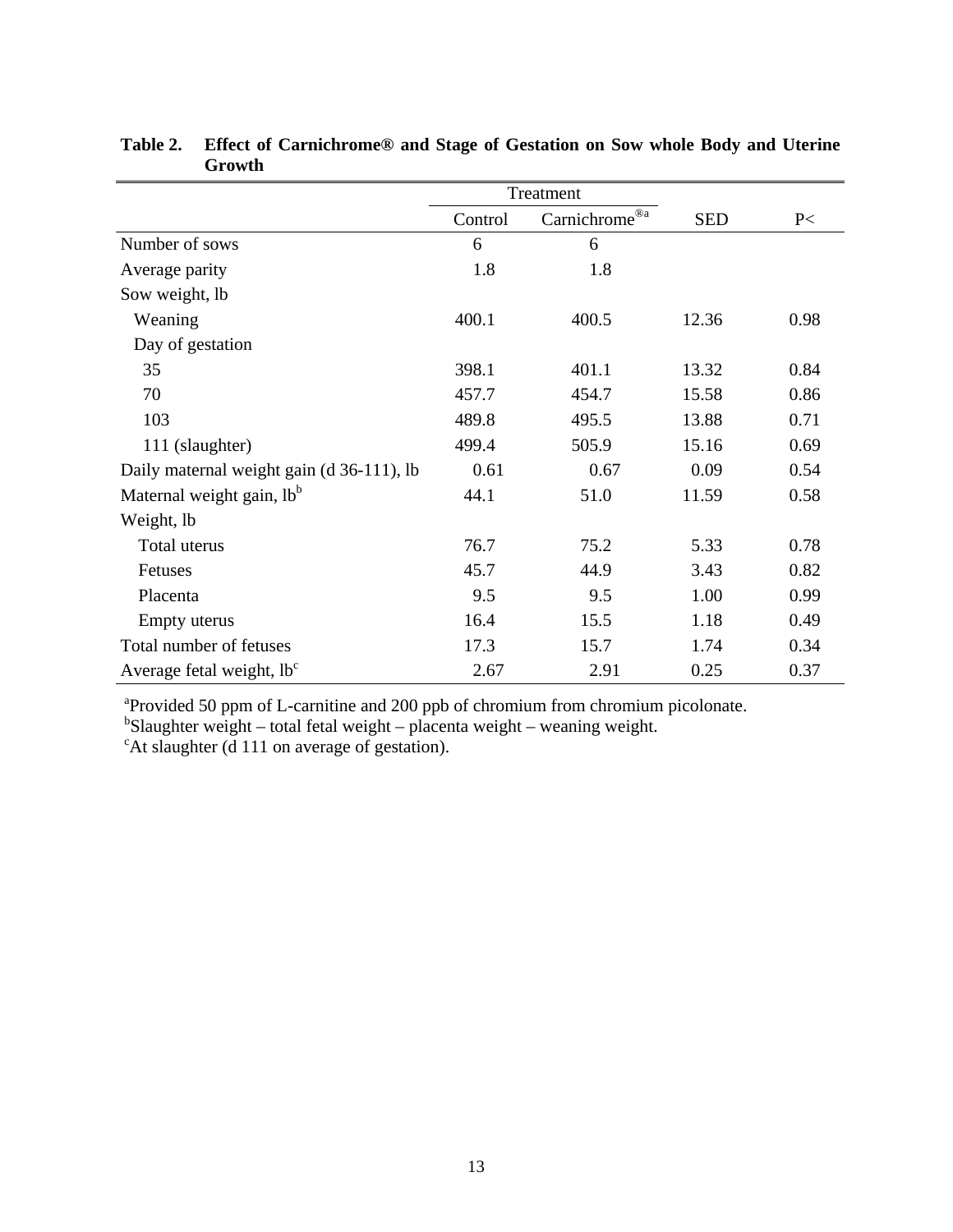**Table 2. Effect of Carnichrome® and Stage of Gestation on Sow whole Body and Uterine Growth**

| | Treatment | | | |
|---|---|---|---|---|
| | Control | Carnichrome®[a] | SED | P< |
| Number of sows | 6 | 6 | | |
| Average parity | 1.8 | 1.8 | | |
| Sow weight, lb | | | | |
| Weaning | 400.1 | 400.5 | 12.36 | 0.98 |
| Day of gestation | | | | |
| 35 | 398.1 | 401.1 | 13.32 | 0.84 |
| 70 | 457.7 | 454.7 | 15.58 | 0.86 |
| 103 | 489.8 | 495.5 | 13.88 | 0.71 |
| 111 (slaughter) | 499.4 | 505.9 | 15.16 | 0.69 |
| Daily maternal weight gain (d 36-111), lb | 0.61 | 0.67 | 0.09 | 0.54 |
| Maternal weight gain, lb[b] | 44.1 | 51.0 | 11.59 | 0.58 |
| Weight, lb | | | | |
| Total uterus | 76.7 | 75.2 | 5.33 | 0.78 |
| Fetuses | 45.7 | 44.9 | 3.43 | 0.82 |
| Placenta | 9.5 | 9.5 | 1.00 | 0.99 |
| Empty uterus | 16.4 | 15.5 | 1.18 | 0.49 |
| Total number of fetuses | 17.3 | 15.7 | 1.74 | 0.34 |
| Average fetal weight, lb[c] | 2.67 | 2.91 | 0.25 | 0.37 |

[a]Provided 50 ppm of L-carnitine and 200 ppb of chromium from chromium picolonate.
[b]Slaughter weight – total fetal weight – placenta weight – weaning weight.
[c]At slaughter (d 111 on average of gestation).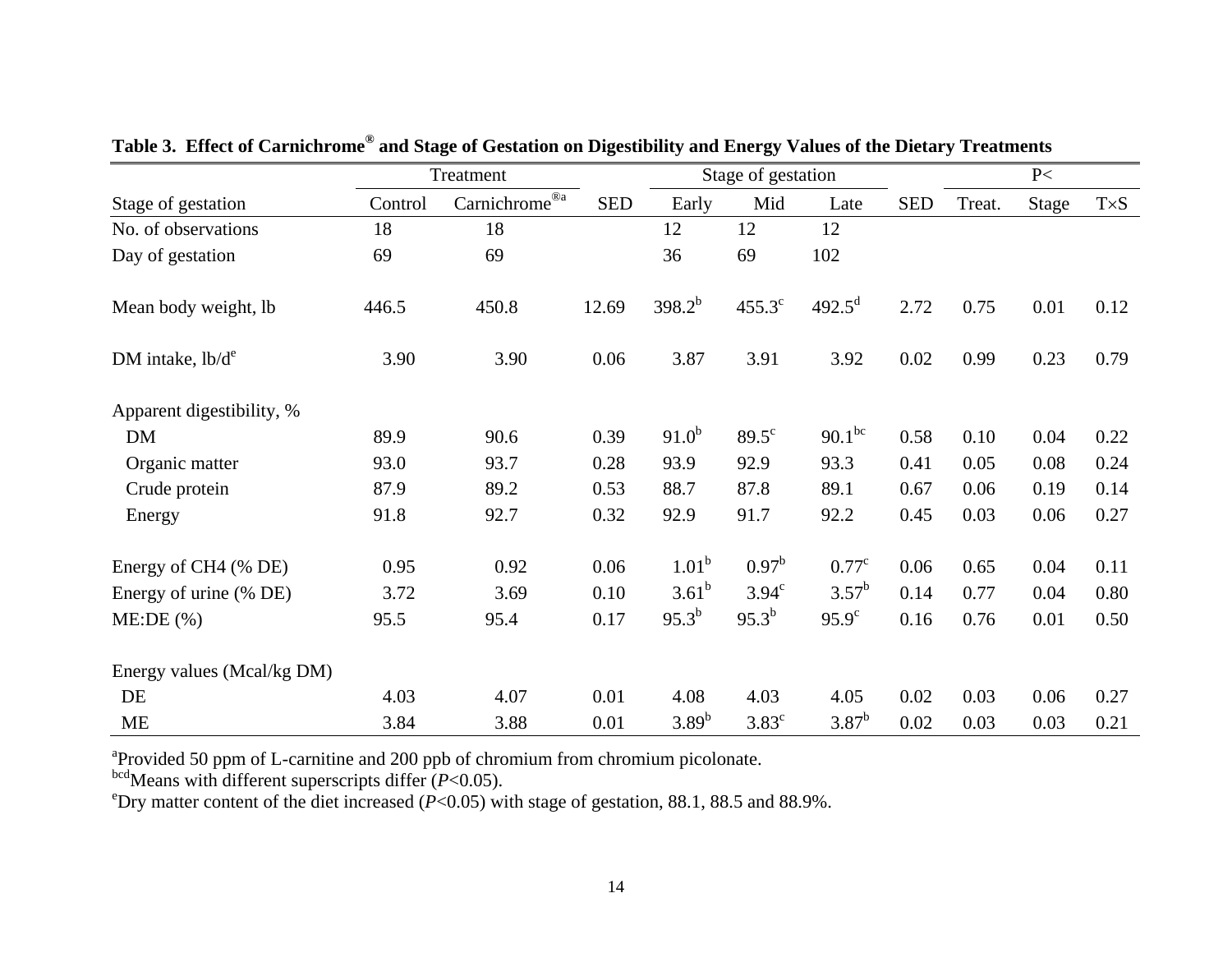**Table 3. Effect of Carnichrome® and Stage of Gestation on Digestibility and Energy Values of the Dietary Treatments**

| | Treatment | | | Stage of gestation | | | | P< | | |
|---|---|---|---|---|---|---|---|---|---|---|
| Stage of gestation | Control | Carnichrome®[a] | SED | Early | Mid | Late | SED | Treat. | Stage | T×S |
| No. of observations | 18 | 18 | | 12 | 12 | 12 | | | | |
| Day of gestation | 69 | 69 | | 36 | 69 | 102 | | | | |
| Mean body weight, lb | 446.5 | 450.8 | 12.69 | 398.2[b] | 455.3[c] | 492.5[d] | 2.72 | 0.75 | 0.01 | 0.12 |
| DM intake, lb/d[e] | 3.90 | 3.90 | 0.06 | 3.87 | 3.91 | 3.92 | 0.02 | 0.99 | 0.23 | 0.79 |
| Apparent digestibility, % | | | | | | | | | | |
| DM | 89.9 | 90.6 | 0.39 | 91.0[b] | 89.5[c] | 90.1[bc] | 0.58 | 0.10 | 0.04 | 0.22 |
| Organic matter | 93.0 | 93.7 | 0.28 | 93.9 | 92.9 | 93.3 | 0.41 | 0.05 | 0.08 | 0.24 |
| Crude protein | 87.9 | 89.2 | 0.53 | 88.7 | 87.8 | 89.1 | 0.67 | 0.06 | 0.19 | 0.14 |
| Energy | 91.8 | 92.7 | 0.32 | 92.9 | 91.7 | 92.2 | 0.45 | 0.03 | 0.06 | 0.27 |
| Energy of CH4 (% DE) | 0.95 | 0.92 | 0.06 | 1.01[b] | 0.97[b] | 0.77[c] | 0.06 | 0.65 | 0.04 | 0.11 |
| Energy of urine (% DE) | 3.72 | 3.69 | 0.10 | 3.61[b] | 3.94[c] | 3.57[b] | 0.14 | 0.77 | 0.04 | 0.80 |
| ME:DE (%) | 95.5 | 95.4 | 0.17 | 95.3[b] | 95.3[b] | 95.9[c] | 0.16 | 0.76 | 0.01 | 0.50 |
| Energy values (Mcal/kg DM) | | | | | | | | | | |
| DE | 4.03 | 4.07 | 0.01 | 4.08 | 4.03 | 4.05 | 0.02 | 0.03 | 0.06 | 0.27 |
| ME | 3.84 | 3.88 | 0.01 | 3.89[b] | 3.83[c] | 3.87[b] | 0.02 | 0.03 | 0.03 | 0.21 |

[a]Provided 50 ppm of L-carnitine and 200 ppb of chromium from chromium picolonate.
[bcd]Means with different superscripts differ ($P$<0.05).
[e]Dry matter content of the diet increased ($P$<0.05) with stage of gestation, 88.1, 88.5 and 88.9%.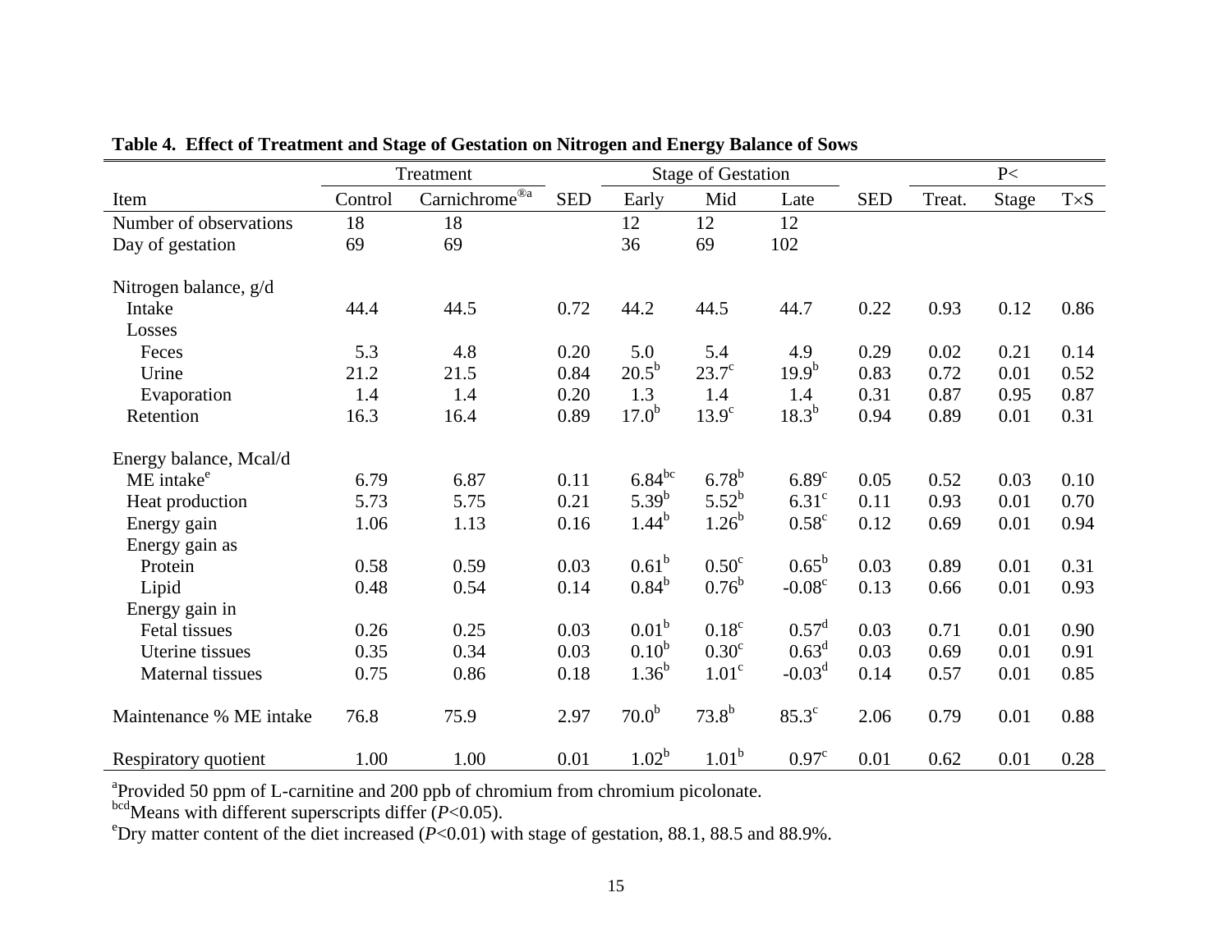**Table 4. Effect of Treatment and Stage of Gestation on Nitrogen and Energy Balance of Sows**

| | Treatment | | | Stage of Gestation | | | | P< | | |
|---|---|---|---|---|---|---|---|---|---|---|
| Item | Control | Carnichrome®[a] | SED | Early | Mid | Late | SED | Treat. | Stage | T×S |
| Number of observations | 18 | 18 | | 12 | 12 | 12 | | | | |
| Day of gestation | 69 | 69 | | 36 | 69 | 102 | | | | |
| Nitrogen balance, g/d | | | | | | | | | | |
| Intake | 44.4 | 44.5 | 0.72 | 44.2 | 44.5 | 44.7 | 0.22 | 0.93 | 0.12 | 0.86 |
| Losses | | | | | | | | | | |
| Feces | 5.3 | 4.8 | 0.20 | 5.0 | 5.4 | 4.9 | 0.29 | 0.02 | 0.21 | 0.14 |
| Urine | 21.2 | 21.5 | 0.84 | 20.5[b] | 23.7[c] | 19.9[b] | 0.83 | 0.72 | 0.01 | 0.52 |
| Evaporation | 1.4 | 1.4 | 0.20 | 1.3 | 1.4 | 1.4 | 0.31 | 0.87 | 0.95 | 0.87 |
| Retention | 16.3 | 16.4 | 0.89 | 17.0[b] | 13.9[c] | 18.3[b] | 0.94 | 0.89 | 0.01 | 0.31 |
| Energy balance, Mcal/d | | | | | | | | | | |
| ME intake[e] | 6.79 | 6.87 | 0.11 | 6.84[bc] | 6.78[b] | 6.89[c] | 0.05 | 0.52 | 0.03 | 0.10 |
| Heat production | 5.73 | 5.75 | 0.21 | 5.39[b] | 5.52[b] | 6.31[c] | 0.11 | 0.93 | 0.01 | 0.70 |
| Energy gain | 1.06 | 1.13 | 0.16 | 1.44[b] | 1.26[b] | 0.58[c] | 0.12 | 0.69 | 0.01 | 0.94 |
| Energy gain as | | | | | | | | | | |
| Protein | 0.58 | 0.59 | 0.03 | 0.61[b] | 0.50[c] | 0.65[b] | 0.03 | 0.89 | 0.01 | 0.31 |
| Lipid | 0.48 | 0.54 | 0.14 | 0.84[b] | 0.76[b] | -0.08[c] | 0.13 | 0.66 | 0.01 | 0.93 |
| Energy gain in | | | | | | | | | | |
| Fetal tissues | 0.26 | 0.25 | 0.03 | 0.01[b] | 0.18[c] | 0.57[d] | 0.03 | 0.71 | 0.01 | 0.90 |
| Uterine tissues | 0.35 | 0.34 | 0.03 | 0.10[b] | 0.30[c] | 0.63[d] | 0.03 | 0.69 | 0.01 | 0.91 |
| Maternal tissues | 0.75 | 0.86 | 0.18 | 1.36[b] | 1.01[c] | -0.03[d] | 0.14 | 0.57 | 0.01 | 0.85 |
| Maintenance % ME intake | 76.8 | 75.9 | 2.97 | 70.0[b] | 73.8[b] | 85.3[c] | 2.06 | 0.79 | 0.01 | 0.88 |
| Respiratory quotient | 1.00 | 1.00 | 0.01 | 1.02[b] | 1.01[b] | 0.97[c] | 0.01 | 0.62 | 0.01 | 0.28 |

[a]Provided 50 ppm of L-carnitine and 200 ppb of chromium from chromium picolonate.
[bcd]Means with different superscripts differ ($P<0.05$).
[e]Dry matter content of the diet increased ($P<0.01$) with stage of gestation, 88.1, 88.5 and 88.9%.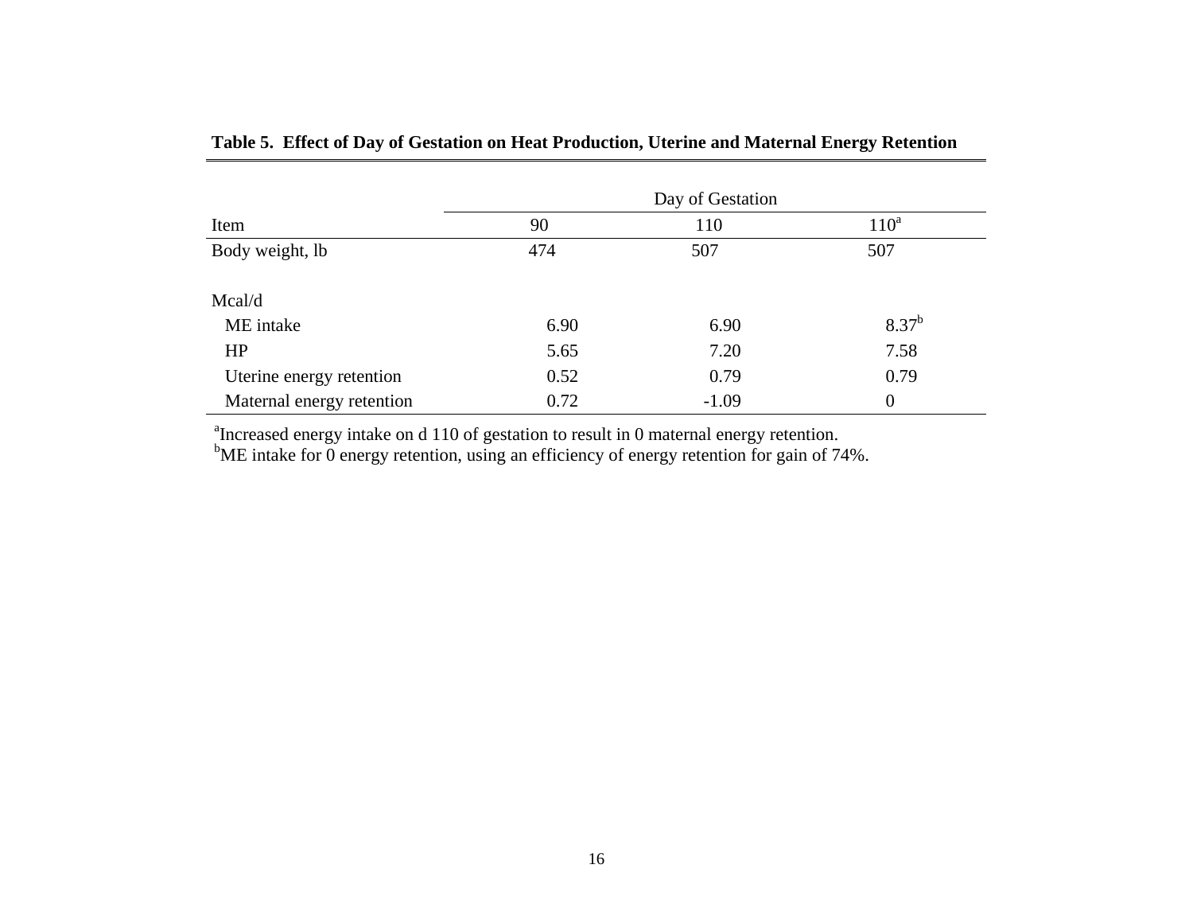**Table 5. Effect of Day of Gestation on Heat Production, Uterine and Maternal Energy Retention**

| | Day of Gestation | | |
|---|---|---|---|
| Item | 90 | 110 | 110[a] |
| Body weight, lb | 474 | 507 | 507 |
| Mcal/d | | | |
| ME intake | 6.90 | 6.90 | 8.37[b] |
| HP | 5.65 | 7.20 | 7.58 |
| Uterine energy retention | 0.52 | 0.79 | 0.79 |
| Maternal energy retention | 0.72 | -1.09 | 0 |

[a]Increased energy intake on d 110 of gestation to result in 0 maternal energy retention.
[b]ME intake for 0 energy retention, using an efficiency of energy retention for gain of 74%.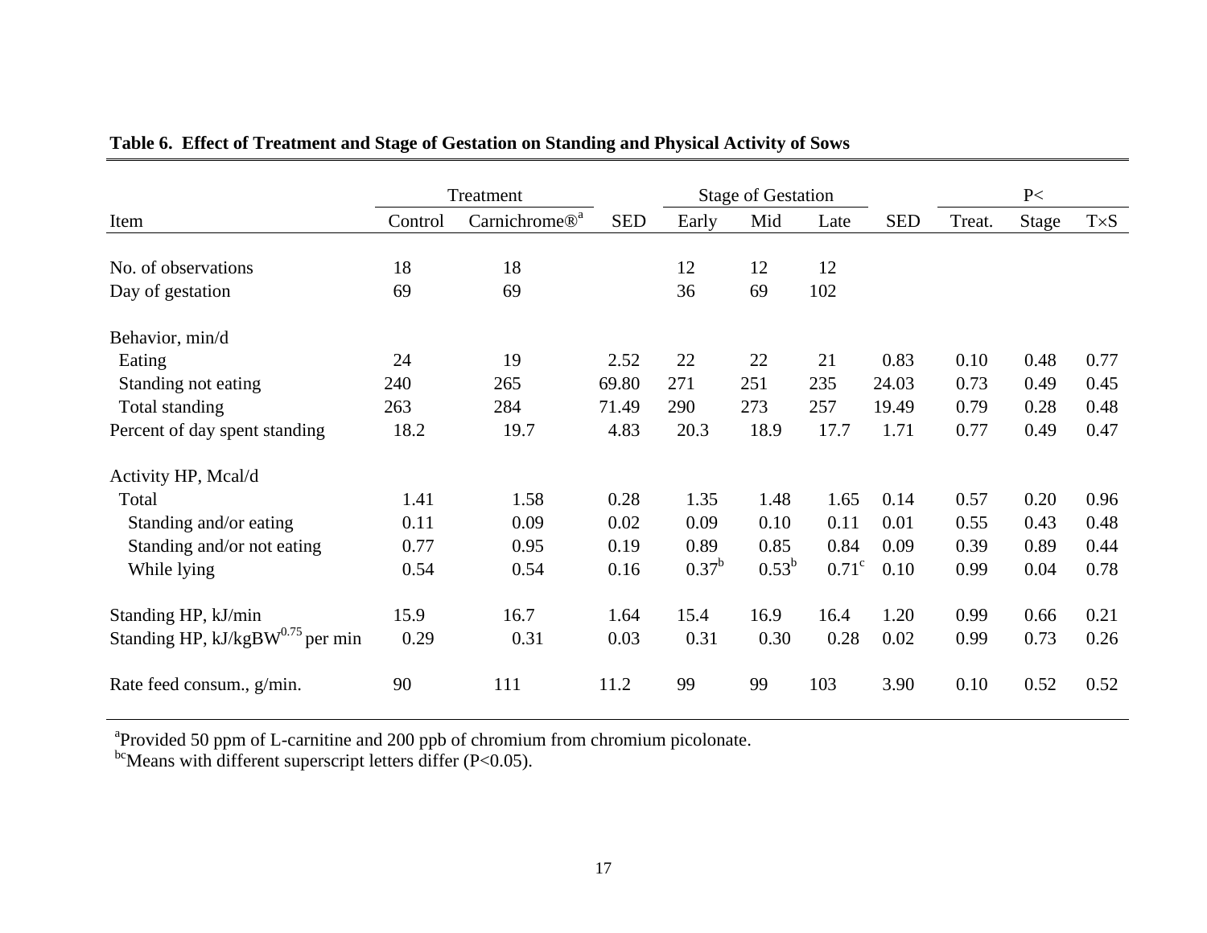**Table 6. Effect of Treatment and Stage of Gestation on Standing and Physical Activity of Sows**

| | Treatment | | | Stage of Gestation | | | | P< | | |
|---|---|---|---|---|---|---|---|---|---|---|
| Item | Control | Carnichrome®[a] | SED | Early | Mid | Late | SED | Treat. | Stage | T×S |
| No. of observations | 18 | 18 | | 12 | 12 | 12 | | | | |
| Day of gestation | 69 | 69 | | 36 | 69 | 102 | | | | |
| Behavior, min/d | | | | | | | | | | |
| Eating | 24 | 19 | 2.52 | 22 | 22 | 21 | 0.83 | 0.10 | 0.48 | 0.77 |
| Standing not eating | 240 | 265 | 69.80 | 271 | 251 | 235 | 24.03 | 0.73 | 0.49 | 0.45 |
| Total standing | 263 | 284 | 71.49 | 290 | 273 | 257 | 19.49 | 0.79 | 0.28 | 0.48 |
| Percent of day spent standing | 18.2 | 19.7 | 4.83 | 20.3 | 18.9 | 17.7 | 1.71 | 0.77 | 0.49 | 0.47 |
| Activity HP, Mcal/d | | | | | | | | | | |
| Total | 1.41 | 1.58 | 0.28 | 1.35 | 1.48 | 1.65 | 0.14 | 0.57 | 0.20 | 0.96 |
| Standing and/or eating | 0.11 | 0.09 | 0.02 | 0.09 | 0.10 | 0.11 | 0.01 | 0.55 | 0.43 | 0.48 |
| Standing and/or not eating | 0.77 | 0.95 | 0.19 | 0.89 | 0.85 | 0.84 | 0.09 | 0.39 | 0.89 | 0.44 |
| While lying | 0.54 | 0.54 | 0.16 | 0.37[b] | 0.53[b] | 0.71[c] | 0.10 | 0.99 | 0.04 | 0.78 |
| Standing HP, kJ/min | 15.9 | 16.7 | 1.64 | 15.4 | 16.9 | 16.4 | 1.20 | 0.99 | 0.66 | 0.21 |
| Standing HP, kJ/kgBW$^{0.75}$ per min | 0.29 | 0.31 | 0.03 | 0.31 | 0.30 | 0.28 | 0.02 | 0.99 | 0.73 | 0.26 |
| Rate feed consum., g/min. | 90 | 111 | 11.2 | 99 | 99 | 103 | 3.90 | 0.10 | 0.52 | 0.52 |

[a]Provided 50 ppm of L-carnitine and 200 ppb of chromium from chromium picolonate.
[bc]Means with different superscript letters differ ($P<0.05$).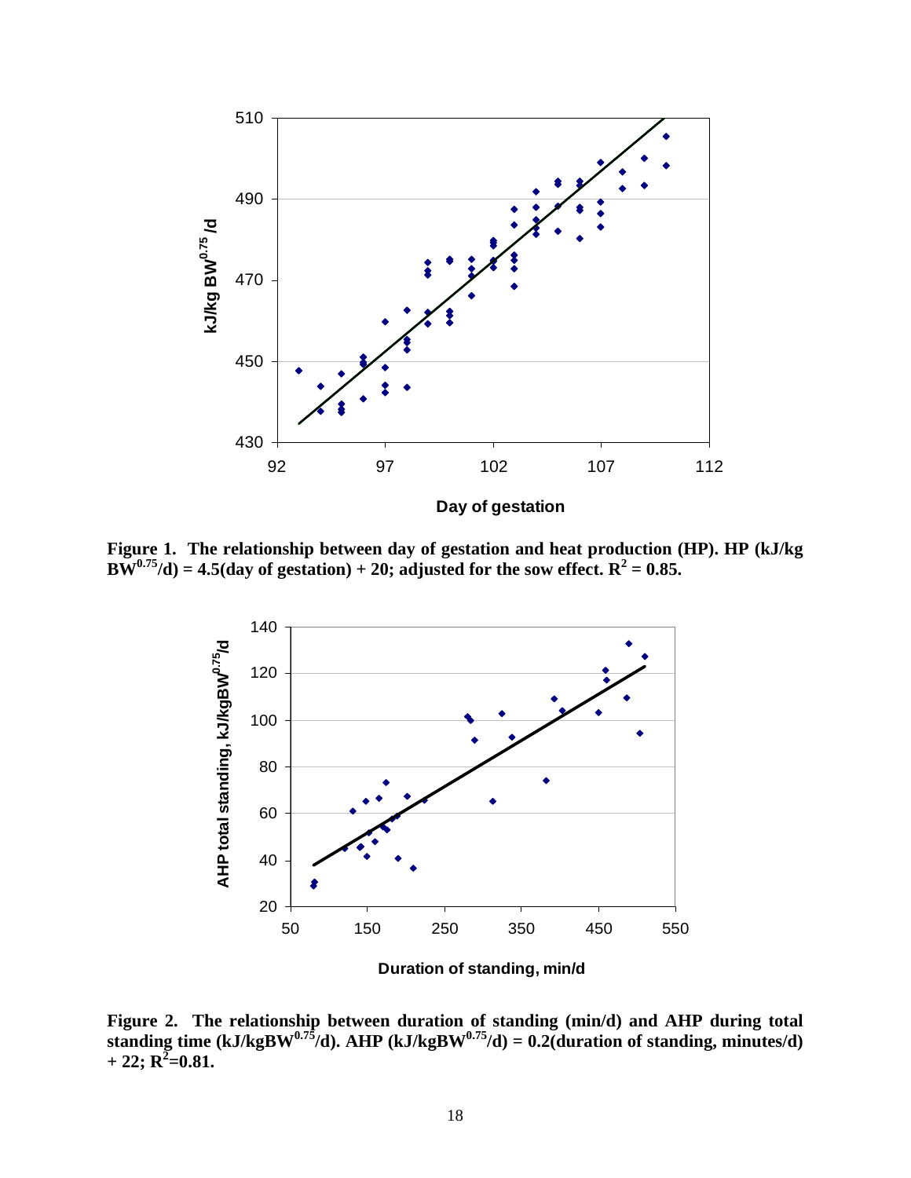510

490

470

450

430

92

97

102

107

112

kJ/kg BW$^{0.75}$/d

Day of gestation

**Figure 1. The relationship between day of gestation and heat production (HP). HP (kJ/kg BW$^{0.75}$/d) = 4.5(day of gestation) + 20; adjusted for the sow effect. $R^2$ = 0.85.**

140

120

100

80

60

40

20

50

150

250

350

450

550

AHP total standing, kJ/kgBW$^{0.75}$/d

Duration of standing, min/d

**Figure 2. The relationship between duration of standing (min/d) and AHP during total standing time (kJ/kgBW$^{0.75}$/d). AHP (kJ/kgBW$^{0.75}$/d) = 0.2(duration of standing, minutes/d) + 22; $R^2$=0.81.**